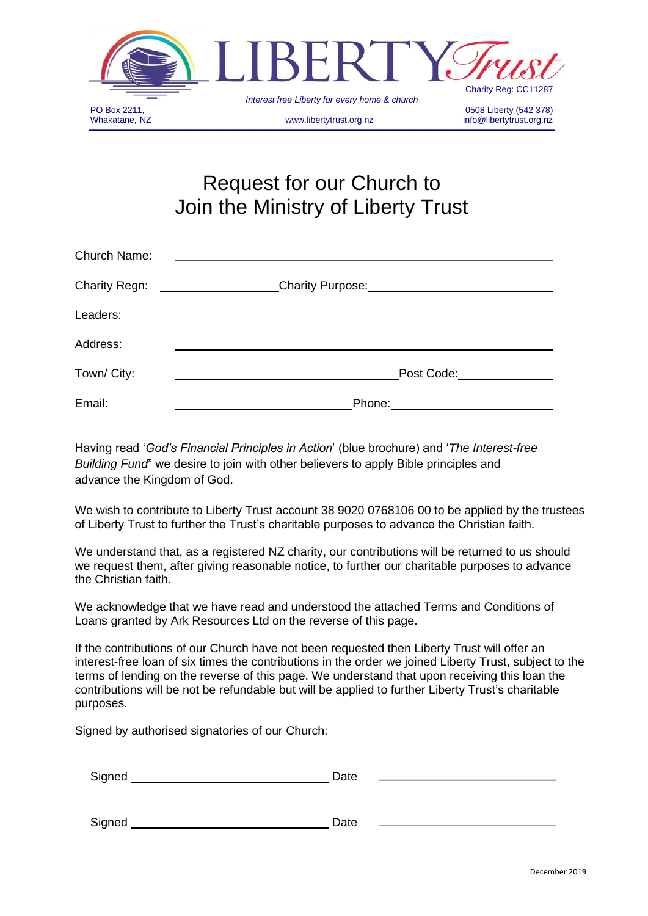LIBERTY *Trust*

Charity Reg: CC11287

*Interest free Liberty for every home & church*

PO Box 2211,
Whakatane, NZ

www.libertytrust.org.nz

0508 Liberty (542 378)
info@libertytrust.org.nz

# Request for our Church to Join the Ministry of Liberty Trust

Church Name: ______________________________________________

Charity Regn: ________________ Charity Purpose: ______________________

Leaders: ______________________________________________

Address: ______________________________________________

Town/ City: ______________________________ Post Code: ______________

Email: ________________________ Phone: ________________________

Having read '*God's Financial Principles in Action*' (blue brochure) and '*The Interest-free Building Fund*" we desire to join with other believers to apply Bible principles and advance the Kingdom of God.

We wish to contribute to Liberty Trust account 38 9020 0768106 00 to be applied by the trustees of Liberty Trust to further the Trust's charitable purposes to advance the Christian faith.

We understand that, as a registered NZ charity, our contributions will be returned to us should we request them, after giving reasonable notice, to further our charitable purposes to advance the Christian faith.

We acknowledge that we have read and understood the attached Terms and Conditions of Loans granted by Ark Resources Ltd on the reverse of this page.

If the contributions of our Church have not been requested then Liberty Trust will offer an interest-free loan of six times the contributions in the order we joined Liberty Trust, subject to the terms of lending on the reverse of this page. We understand that upon receiving this loan the contributions will be not be refundable but will be applied to further Liberty Trust's charitable purposes.

Signed by authorised signatories of our Church:

Signed ____________________________ Date ________________________

Signed ____________________________ Date ________________________

December 2019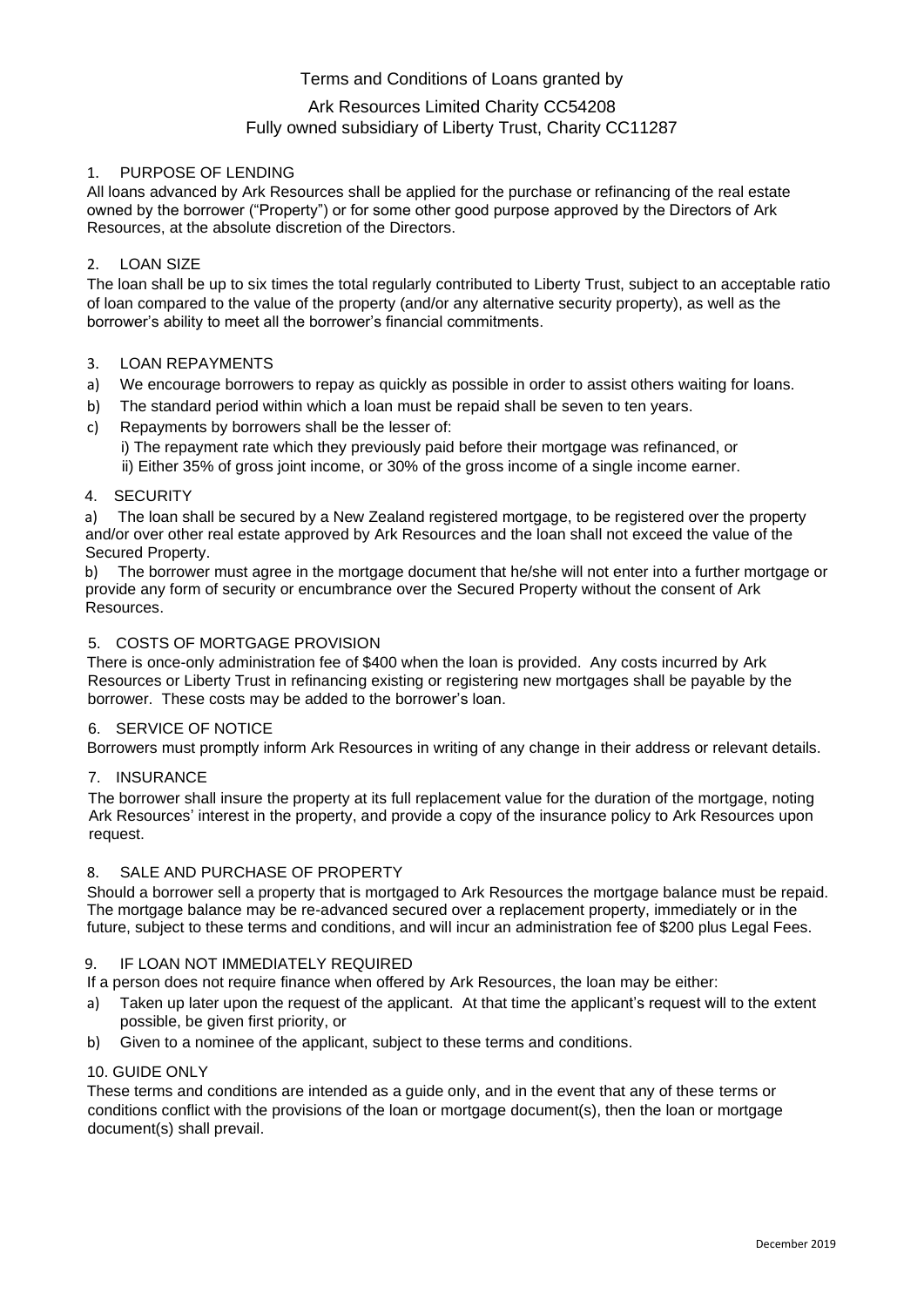Terms and Conditions of Loans granted by

Ark Resources Limited Charity CC54208
Fully owned subsidiary of Liberty Trust, Charity CC11287

## 1. PURPOSE OF LENDING

All loans advanced by Ark Resources shall be applied for the purchase or refinancing of the real estate owned by the borrower ("Property") or for some other good purpose approved by the Directors of Ark Resources, at the absolute discretion of the Directors.

## 2. LOAN SIZE

The loan shall be up to six times the total regularly contributed to Liberty Trust, subject to an acceptable ratio of loan compared to the value of the property (and/or any alternative security property), as well as the borrower's ability to meet all the borrower's financial commitments.

## 3. LOAN REPAYMENTS

a) We encourage borrowers to repay as quickly as possible in order to assist others waiting for loans.

b) The standard period within which a loan must be repaid shall be seven to ten years.

c) Repayments by borrowers shall be the lesser of:
   i) The repayment rate which they previously paid before their mortgage was refinanced, or
   ii) Either 35% of gross joint income, or 30% of the gross income of a single income earner.

## 4. SECURITY

a) The loan shall be secured by a New Zealand registered mortgage, to be registered over the property and/or over other real estate approved by Ark Resources and the loan shall not exceed the value of the Secured Property.

b) The borrower must agree in the mortgage document that he/she will not enter into a further mortgage or provide any form of security or encumbrance over the Secured Property without the consent of Ark Resources.

## 5. COSTS OF MORTGAGE PROVISION

There is once-only administration fee of $400 when the loan is provided. Any costs incurred by Ark Resources or Liberty Trust in refinancing existing or registering new mortgages shall be payable by the borrower. These costs may be added to the borrower's loan.

## 6. SERVICE OF NOTICE

Borrowers must promptly inform Ark Resources in writing of any change in their address or relevant details.

## 7. INSURANCE

The borrower shall insure the property at its full replacement value for the duration of the mortgage, noting Ark Resources' interest in the property, and provide a copy of the insurance policy to Ark Resources upon request.

## 8. SALE AND PURCHASE OF PROPERTY

Should a borrower sell a property that is mortgaged to Ark Resources the mortgage balance must be repaid. The mortgage balance may be re-advanced secured over a replacement property, immediately or in the future, subject to these terms and conditions, and will incur an administration fee of $200 plus Legal Fees.

## 9. IF LOAN NOT IMMEDIATELY REQUIRED

If a person does not require finance when offered by Ark Resources, the loan may be either:

a) Taken up later upon the request of the applicant. At that time the applicant's request will to the extent possible, be given first priority, or

b) Given to a nominee of the applicant, subject to these terms and conditions.

## 10. GUIDE ONLY

These terms and conditions are intended as a guide only, and in the event that any of these terms or conditions conflict with the provisions of the loan or mortgage document(s), then the loan or mortgage document(s) shall prevail.

December 2019